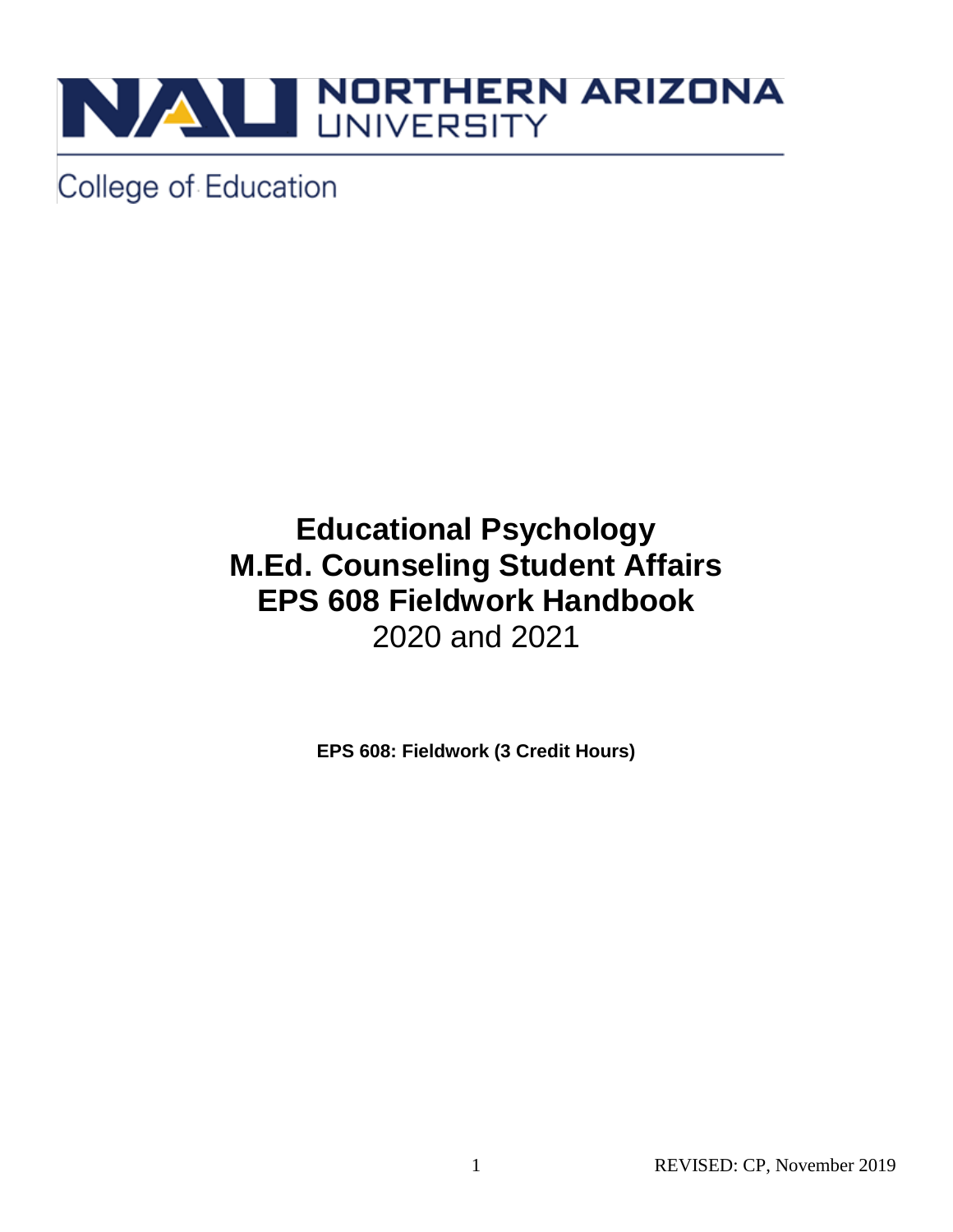NORTHERN ARIZONA UNIVERSITY

College of Education

# Educational Psychology
# M.Ed. Counseling Student Affairs
# EPS 608 Fieldwork Handbook

2020 and 2021

**EPS 608: Fieldwork (3 Credit Hours)**

REVISED: CP, November 2019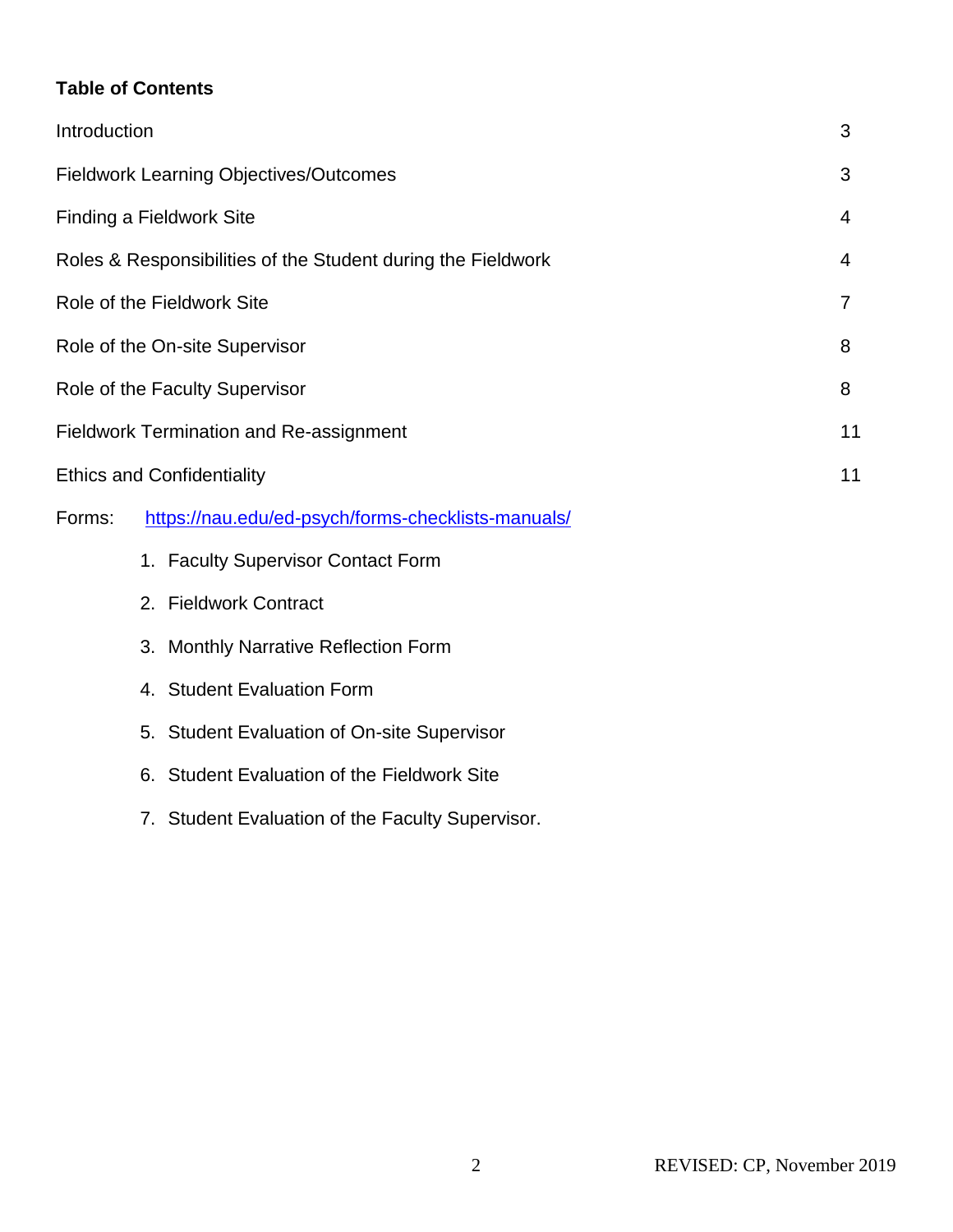**Table of Contents**

| | |
|---|---|
| Introduction | 3 |
| Fieldwork Learning Objectives/Outcomes | 3 |
| Finding a Fieldwork Site | 4 |
| Roles & Responsibilities of the Student during the Fieldwork | 4 |
| Role of the Fieldwork Site | 7 |
| Role of the On-site Supervisor | 8 |
| Role of the Faculty Supervisor | 8 |
| Fieldwork Termination and Re-assignment | 11 |
| Ethics and Confidentiality | 11 |

Forms: https://nau.edu/ed-psych/forms-checklists-manuals/

1. Faculty Supervisor Contact Form
2. Fieldwork Contract
3. Monthly Narrative Reflection Form
4. Student Evaluation Form
5. Student Evaluation of On-site Supervisor
6. Student Evaluation of the Fieldwork Site
7. Student Evaluation of the Faculty Supervisor.

REVISED: CP, November 2019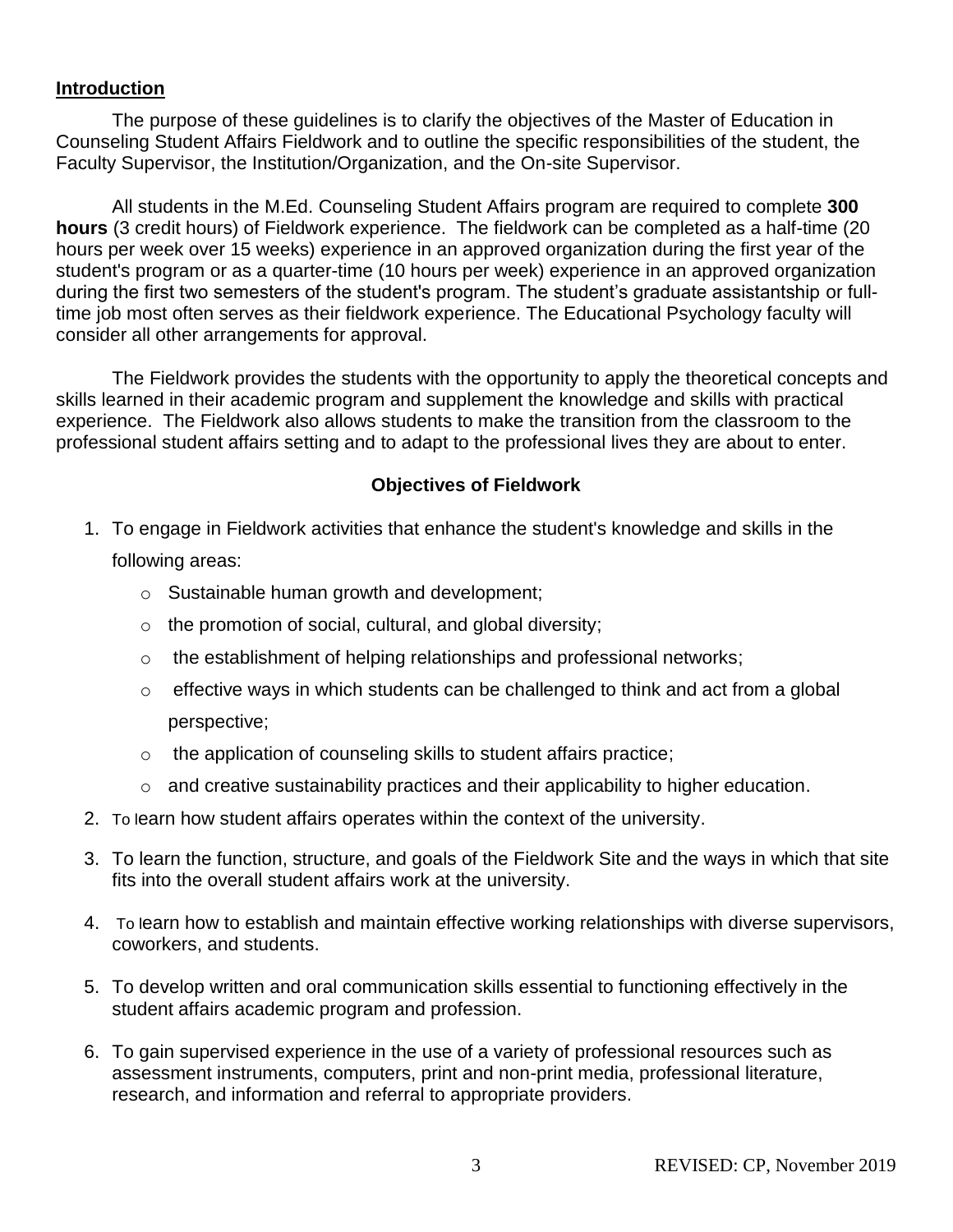## Introduction

The purpose of these guidelines is to clarify the objectives of the Master of Education in Counseling Student Affairs Fieldwork and to outline the specific responsibilities of the student, the Faculty Supervisor, the Institution/Organization, and the On-site Supervisor.

All students in the M.Ed. Counseling Student Affairs program are required to complete **300 hours** (3 credit hours) of Fieldwork experience. The fieldwork can be completed as a half-time (20 hours per week over 15 weeks) experience in an approved organization during the first year of the student's program or as a quarter-time (10 hours per week) experience in an approved organization during the first two semesters of the student's program. The student's graduate assistantship or full-time job most often serves as their fieldwork experience. The Educational Psychology faculty will consider all other arrangements for approval.

The Fieldwork provides the students with the opportunity to apply the theoretical concepts and skills learned in their academic program and supplement the knowledge and skills with practical experience. The Fieldwork also allows students to make the transition from the classroom to the professional student affairs setting and to adapt to the professional lives they are about to enter.

### Objectives of Fieldwork

1. To engage in Fieldwork activities that enhance the student's knowledge and skills in the following areas:
   - Sustainable human growth and development;
   - the promotion of social, cultural, and global diversity;
   - the establishment of helping relationships and professional networks;
   - effective ways in which students can be challenged to think and act from a global perspective;
   - the application of counseling skills to student affairs practice;
   - and creative sustainability practices and their applicability to higher education.
2. To learn how student affairs operates within the context of the university.
3. To learn the function, structure, and goals of the Fieldwork Site and the ways in which that site fits into the overall student affairs work at the university.
4. To learn how to establish and maintain effective working relationships with diverse supervisors, coworkers, and students.
5. To develop written and oral communication skills essential to functioning effectively in the student affairs academic program and profession.
6. To gain supervised experience in the use of a variety of professional resources such as assessment instruments, computers, print and non-print media, professional literature, research, and information and referral to appropriate providers.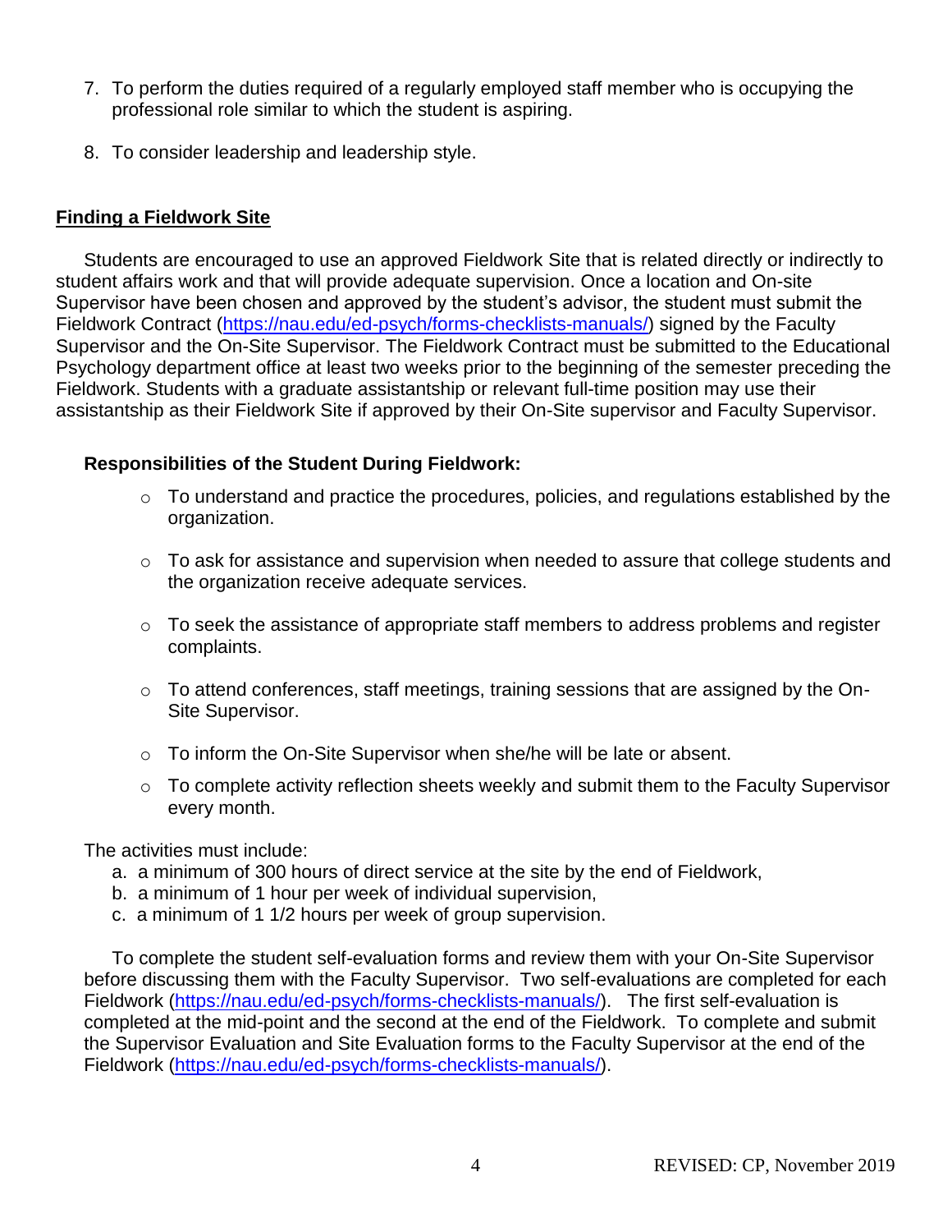7. To perform the duties required of a regularly employed staff member who is occupying the professional role similar to which the student is aspiring.
8. To consider leadership and leadership style.

## Finding a Fieldwork Site

Students are encouraged to use an approved Fieldwork Site that is related directly or indirectly to student affairs work and that will provide adequate supervision. Once a location and On-site Supervisor have been chosen and approved by the student's advisor, the student must submit the Fieldwork Contract (https://nau.edu/ed-psych/forms-checklists-manuals/) signed by the Faculty Supervisor and the On-Site Supervisor. The Fieldwork Contract must be submitted to the Educational Psychology department office at least two weeks prior to the beginning of the semester preceding the Fieldwork. Students with a graduate assistantship or relevant full-time position may use their assistantship as their Fieldwork Site if approved by their On-Site supervisor and Faculty Supervisor.

### Responsibilities of the Student During Fieldwork:

- To understand and practice the procedures, policies, and regulations established by the organization.
- To ask for assistance and supervision when needed to assure that college students and the organization receive adequate services.
- To seek the assistance of appropriate staff members to address problems and register complaints.
- To attend conferences, staff meetings, training sessions that are assigned by the On-Site Supervisor.
- To inform the On-Site Supervisor when she/he will be late or absent.
- To complete activity reflection sheets weekly and submit them to the Faculty Supervisor every month.

The activities must include:

a. a minimum of 300 hours of direct service at the site by the end of Fieldwork,
b. a minimum of 1 hour per week of individual supervision,
c. a minimum of 1 1/2 hours per week of group supervision.

To complete the student self-evaluation forms and review them with your On-Site Supervisor before discussing them with the Faculty Supervisor. Two self-evaluations are completed for each Fieldwork (https://nau.edu/ed-psych/forms-checklists-manuals/). The first self-evaluation is completed at the mid-point and the second at the end of the Fieldwork. To complete and submit the Supervisor Evaluation and Site Evaluation forms to the Faculty Supervisor at the end of the Fieldwork (https://nau.edu/ed-psych/forms-checklists-manuals/).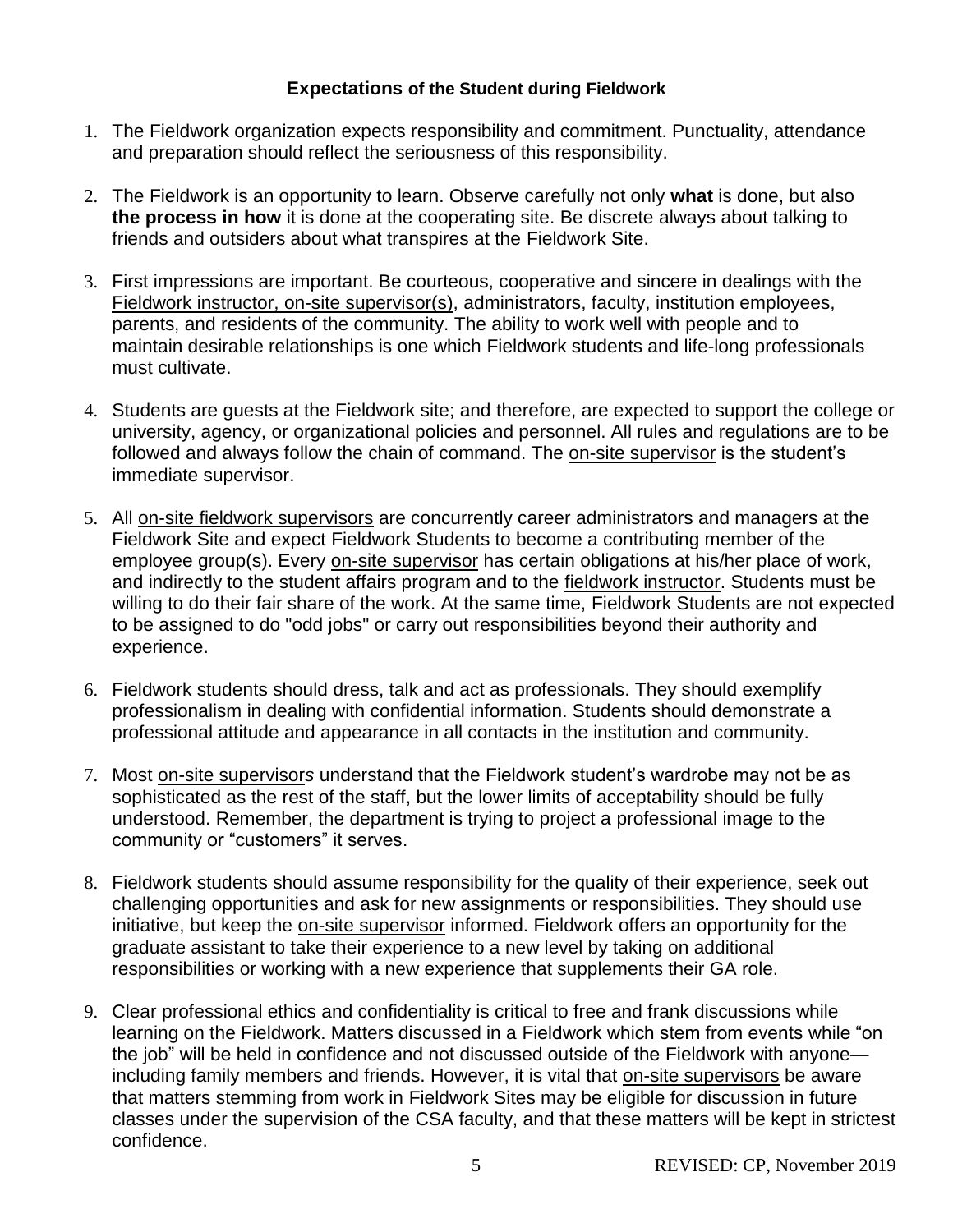## Expectations of the Student during Fieldwork

1. The Fieldwork organization expects responsibility and commitment. Punctuality, attendance and preparation should reflect the seriousness of this responsibility.

2. The Fieldwork is an opportunity to learn. Observe carefully not only **what** is done, but also **the process in how** it is done at the cooperating site. Be discrete always about talking to friends and outsiders about what transpires at the Fieldwork Site.

3. First impressions are important. Be courteous, cooperative and sincere in dealings with the Fieldwork instructor, on-site supervisor(s), administrators, faculty, institution employees, parents, and residents of the community. The ability to work well with people and to maintain desirable relationships is one which Fieldwork students and life-long professionals must cultivate.

4. Students are guests at the Fieldwork site; and therefore, are expected to support the college or university, agency, or organizational policies and personnel. All rules and regulations are to be followed and always follow the chain of command. The on-site supervisor is the student's immediate supervisor.

5. All on-site fieldwork supervisors are concurrently career administrators and managers at the Fieldwork Site and expect Fieldwork Students to become a contributing member of the employee group(s). Every on-site supervisor has certain obligations at his/her place of work, and indirectly to the student affairs program and to the fieldwork instructor. Students must be willing to do their fair share of the work. At the same time, Fieldwork Students are not expected to be assigned to do "odd jobs" or carry out responsibilities beyond their authority and experience.

6. Fieldwork students should dress, talk and act as professionals. They should exemplify professionalism in dealing with confidential information. Students should demonstrate a professional attitude and appearance in all contacts in the institution and community.

7. Most on-site supervisors understand that the Fieldwork student's wardrobe may not be as sophisticated as the rest of the staff, but the lower limits of acceptability should be fully understood. Remember, the department is trying to project a professional image to the community or "customers" it serves.

8. Fieldwork students should assume responsibility for the quality of their experience, seek out challenging opportunities and ask for new assignments or responsibilities. They should use initiative, but keep the on-site supervisor informed. Fieldwork offers an opportunity for the graduate assistant to take their experience to a new level by taking on additional responsibilities or working with a new experience that supplements their GA role.

9. Clear professional ethics and confidentiality is critical to free and frank discussions while learning on the Fieldwork. Matters discussed in a Fieldwork which stem from events while "on the job" will be held in confidence and not discussed outside of the Fieldwork with anyone—including family members and friends. However, it is vital that on-site supervisors be aware that matters stemming from work in Fieldwork Sites may be eligible for discussion in future classes under the supervision of the CSA faculty, and that these matters will be kept in strictest confidence.

REVISED: CP, November 2019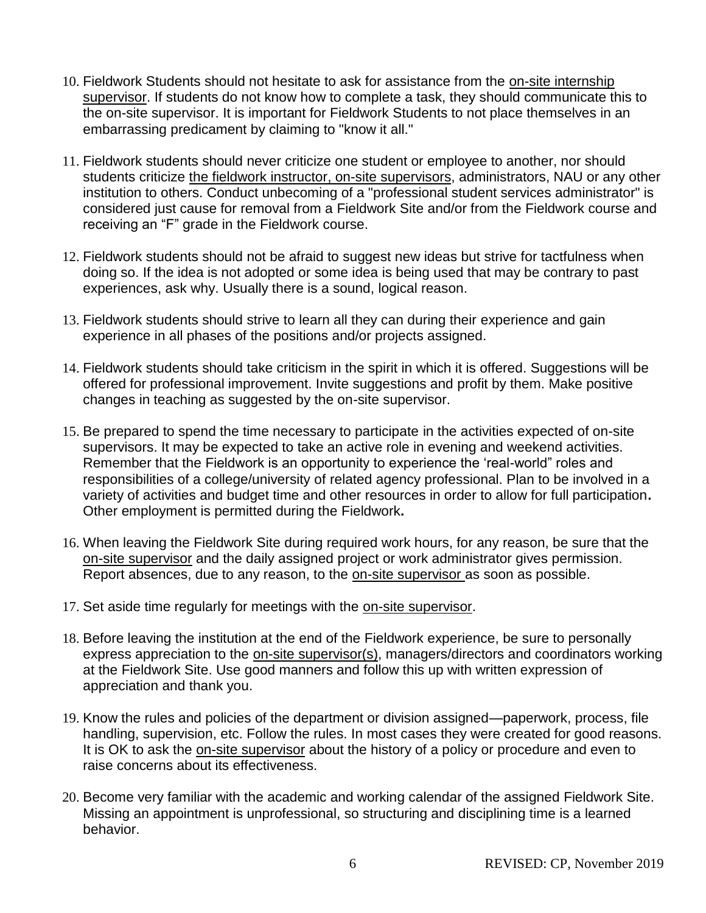10. Fieldwork Students should not hesitate to ask for assistance from the on-site internship supervisor. If students do not know how to complete a task, they should communicate this to the on-site supervisor. It is important for Fieldwork Students to not place themselves in an embarrassing predicament by claiming to "know it all."

11. Fieldwork students should never criticize one student or employee to another, nor should students criticize the fieldwork instructor, on-site supervisors, administrators, NAU or any other institution to others. Conduct unbecoming of a "professional student services administrator" is considered just cause for removal from a Fieldwork Site and/or from the Fieldwork course and receiving an "F" grade in the Fieldwork course.

12. Fieldwork students should not be afraid to suggest new ideas but strive for tactfulness when doing so. If the idea is not adopted or some idea is being used that may be contrary to past experiences, ask why. Usually there is a sound, logical reason.

13. Fieldwork students should strive to learn all they can during their experience and gain experience in all phases of the positions and/or projects assigned.

14. Fieldwork students should take criticism in the spirit in which it is offered. Suggestions will be offered for professional improvement. Invite suggestions and profit by them. Make positive changes in teaching as suggested by the on-site supervisor.

15. Be prepared to spend the time necessary to participate in the activities expected of on-site supervisors. It may be expected to take an active role in evening and weekend activities. Remember that the Fieldwork is an opportunity to experience the 'real-world" roles and responsibilities of a college/university of related agency professional. Plan to be involved in a variety of activities and budget time and other resources in order to allow for full participation. Other employment is permitted during the Fieldwork.

16. When leaving the Fieldwork Site during required work hours, for any reason, be sure that the on-site supervisor and the daily assigned project or work administrator gives permission. Report absences, due to any reason, to the on-site supervisor as soon as possible.

17. Set aside time regularly for meetings with the on-site supervisor.

18. Before leaving the institution at the end of the Fieldwork experience, be sure to personally express appreciation to the on-site supervisor(s), managers/directors and coordinators working at the Fieldwork Site. Use good manners and follow this up with written expression of appreciation and thank you.

19. Know the rules and policies of the department or division assigned—paperwork, process, file handling, supervision, etc. Follow the rules. In most cases they were created for good reasons. It is OK to ask the on-site supervisor about the history of a policy or procedure and even to raise concerns about its effectiveness.

20. Become very familiar with the academic and working calendar of the assigned Fieldwork Site. Missing an appointment is unprofessional, so structuring and disciplining time is a learned behavior.

REVISED: CP, November 2019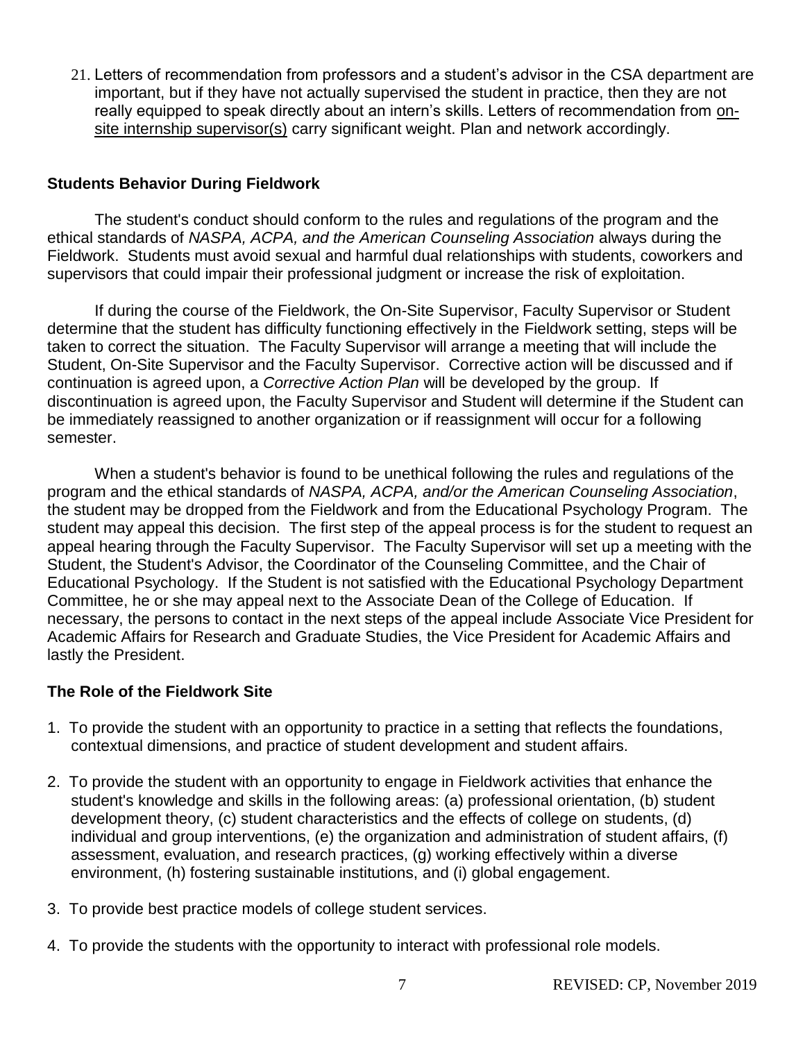21. Letters of recommendation from professors and a student's advisor in the CSA department are important, but if they have not actually supervised the student in practice, then they are not really equipped to speak directly about an intern's skills. Letters of recommendation from <u>on-site internship supervisor(s)</u> carry significant weight. Plan and network accordingly.

### Students Behavior During Fieldwork

The student's conduct should conform to the rules and regulations of the program and the ethical standards of *NASPA, ACPA, and the American Counseling Association* always during the Fieldwork. Students must avoid sexual and harmful dual relationships with students, coworkers and supervisors that could impair their professional judgment or increase the risk of exploitation.

If during the course of the Fieldwork, the On-Site Supervisor, Faculty Supervisor or Student determine that the student has difficulty functioning effectively in the Fieldwork setting, steps will be taken to correct the situation. The Faculty Supervisor will arrange a meeting that will include the Student, On-Site Supervisor and the Faculty Supervisor. Corrective action will be discussed and if continuation is agreed upon, a *Corrective Action Plan* will be developed by the group. If discontinuation is agreed upon, the Faculty Supervisor and Student will determine if the Student can be immediately reassigned to another organization or if reassignment will occur for a following semester.

When a student's behavior is found to be unethical following the rules and regulations of the program and the ethical standards of *NASPA, ACPA, and/or the American Counseling Association*, the student may be dropped from the Fieldwork and from the Educational Psychology Program. The student may appeal this decision. The first step of the appeal process is for the student to request an appeal hearing through the Faculty Supervisor. The Faculty Supervisor will set up a meeting with the Student, the Student's Advisor, the Coordinator of the Counseling Committee, and the Chair of Educational Psychology. If the Student is not satisfied with the Educational Psychology Department Committee, he or she may appeal next to the Associate Dean of the College of Education. If necessary, the persons to contact in the next steps of the appeal include Associate Vice President for Academic Affairs for Research and Graduate Studies, the Vice President for Academic Affairs and lastly the President.

### The Role of the Fieldwork Site

1. To provide the student with an opportunity to practice in a setting that reflects the foundations, contextual dimensions, and practice of student development and student affairs.

2. To provide the student with an opportunity to engage in Fieldwork activities that enhance the student's knowledge and skills in the following areas: (a) professional orientation, (b) student development theory, (c) student characteristics and the effects of college on students, (d) individual and group interventions, (e) the organization and administration of student affairs, (f) assessment, evaluation, and research practices, (g) working effectively within a diverse environment, (h) fostering sustainable institutions, and (i) global engagement.

3. To provide best practice models of college student services.

4. To provide the students with the opportunity to interact with professional role models.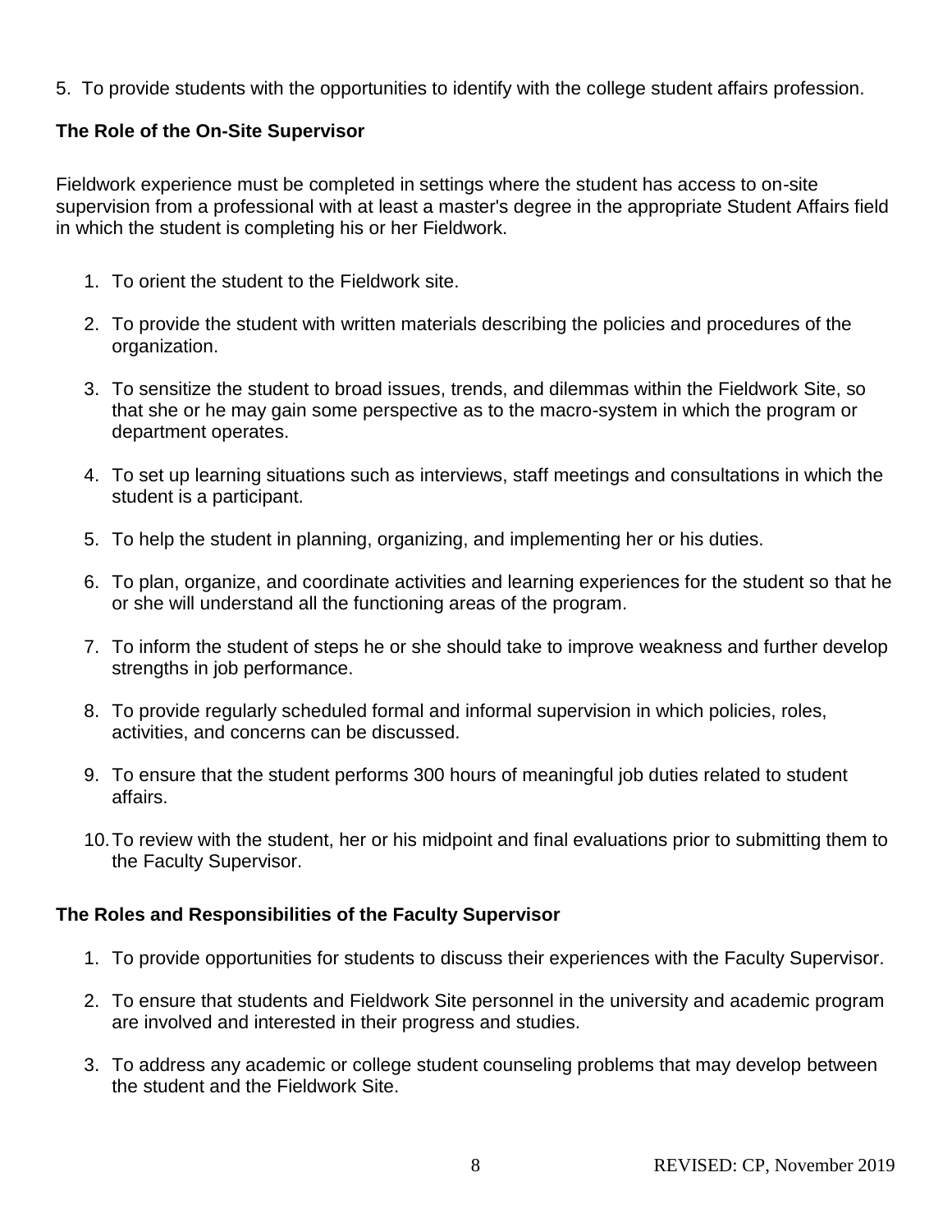5. To provide students with the opportunities to identify with the college student affairs profession.

**The Role of the On-Site Supervisor**

Fieldwork experience must be completed in settings where the student has access to on-site supervision from a professional with at least a master's degree in the appropriate Student Affairs field in which the student is completing his or her Fieldwork.

1. To orient the student to the Fieldwork site.
2. To provide the student with written materials describing the policies and procedures of the organization.
3. To sensitize the student to broad issues, trends, and dilemmas within the Fieldwork Site, so that she or he may gain some perspective as to the macro-system in which the program or department operates.
4. To set up learning situations such as interviews, staff meetings and consultations in which the student is a participant.
5. To help the student in planning, organizing, and implementing her or his duties.
6. To plan, organize, and coordinate activities and learning experiences for the student so that he or she will understand all the functioning areas of the program.
7. To inform the student of steps he or she should take to improve weakness and further develop strengths in job performance.
8. To provide regularly scheduled formal and informal supervision in which policies, roles, activities, and concerns can be discussed.
9. To ensure that the student performs 300 hours of meaningful job duties related to student affairs.
10. To review with the student, her or his midpoint and final evaluations prior to submitting them to the Faculty Supervisor.

**The Roles and Responsibilities of the Faculty Supervisor**

1. To provide opportunities for students to discuss their experiences with the Faculty Supervisor.
2. To ensure that students and Fieldwork Site personnel in the university and academic program are involved and interested in their progress and studies.
3. To address any academic or college student counseling problems that may develop between the student and the Fieldwork Site.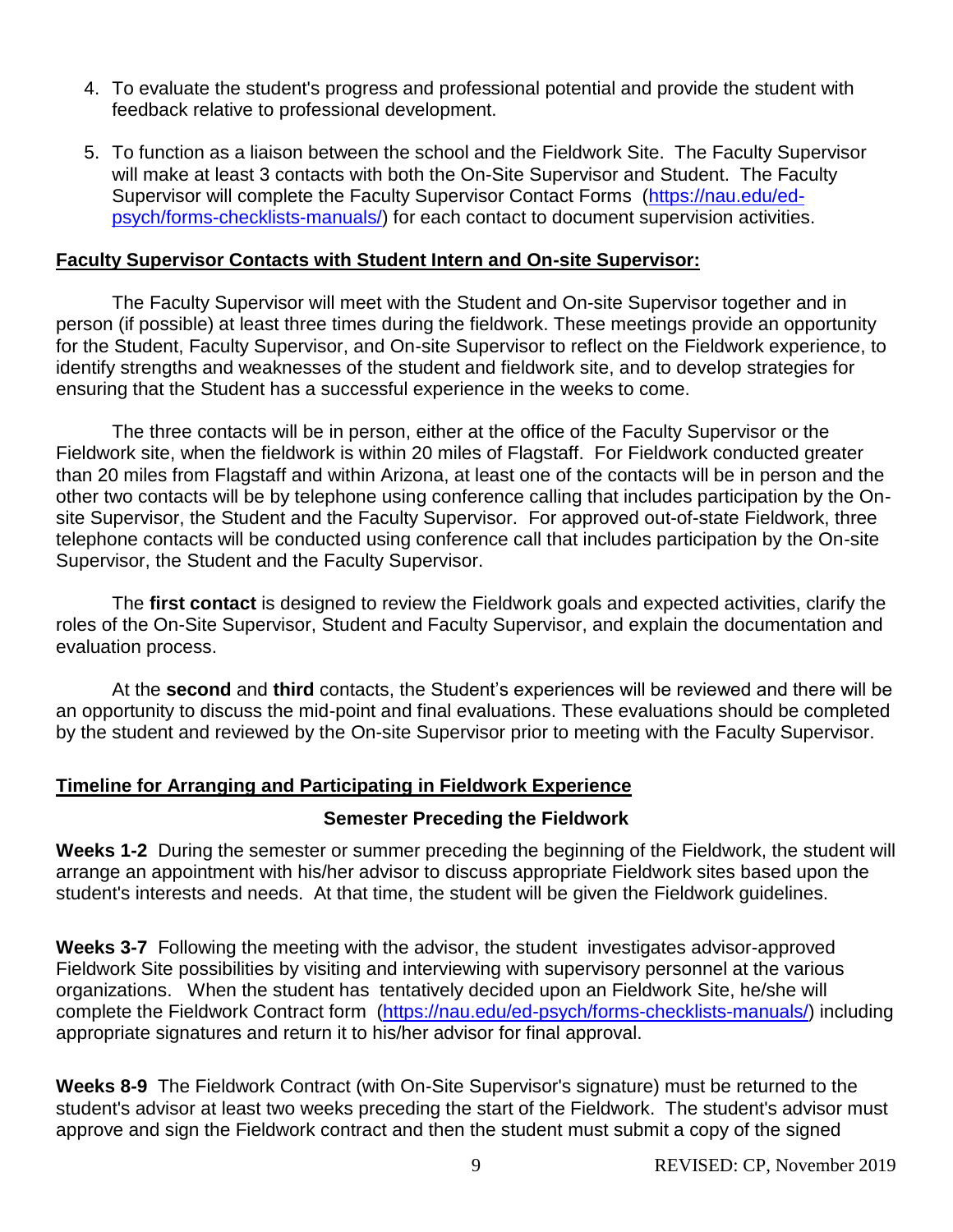4. To evaluate the student's progress and professional potential and provide the student with feedback relative to professional development.

5. To function as a liaison between the school and the Fieldwork Site. The Faculty Supervisor will make at least 3 contacts with both the On-Site Supervisor and Student. The Faculty Supervisor will complete the Faculty Supervisor Contact Forms (https://nau.edu/ed-psych/forms-checklists-manuals/) for each contact to document supervision activities.

## Faculty Supervisor Contacts with Student Intern and On-site Supervisor:

The Faculty Supervisor will meet with the Student and On-site Supervisor together and in person (if possible) at least three times during the fieldwork. These meetings provide an opportunity for the Student, Faculty Supervisor, and On-site Supervisor to reflect on the Fieldwork experience, to identify strengths and weaknesses of the student and fieldwork site, and to develop strategies for ensuring that the Student has a successful experience in the weeks to come.

The three contacts will be in person, either at the office of the Faculty Supervisor or the Fieldwork site, when the fieldwork is within 20 miles of Flagstaff. For Fieldwork conducted greater than 20 miles from Flagstaff and within Arizona, at least one of the contacts will be in person and the other two contacts will be by telephone using conference calling that includes participation by the On-site Supervisor, the Student and the Faculty Supervisor. For approved out-of-state Fieldwork, three telephone contacts will be conducted using conference call that includes participation by the On-site Supervisor, the Student and the Faculty Supervisor.

The **first contact** is designed to review the Fieldwork goals and expected activities, clarify the roles of the On-Site Supervisor, Student and Faculty Supervisor, and explain the documentation and evaluation process.

At the **second** and **third** contacts, the Student's experiences will be reviewed and there will be an opportunity to discuss the mid-point and final evaluations. These evaluations should be completed by the student and reviewed by the On-site Supervisor prior to meeting with the Faculty Supervisor.

## Timeline for Arranging and Participating in Fieldwork Experience

### Semester Preceding the Fieldwork

**Weeks 1-2** During the semester or summer preceding the beginning of the Fieldwork, the student will arrange an appointment with his/her advisor to discuss appropriate Fieldwork sites based upon the student's interests and needs. At that time, the student will be given the Fieldwork guidelines.

**Weeks 3-7** Following the meeting with the advisor, the student investigates advisor-approved Fieldwork Site possibilities by visiting and interviewing with supervisory personnel at the various organizations. When the student has tentatively decided upon an Fieldwork Site, he/she will complete the Fieldwork Contract form (https://nau.edu/ed-psych/forms-checklists-manuals/) including appropriate signatures and return it to his/her advisor for final approval.

**Weeks 8-9** The Fieldwork Contract (with On-Site Supervisor's signature) must be returned to the student's advisor at least two weeks preceding the start of the Fieldwork. The student's advisor must approve and sign the Fieldwork contract and then the student must submit a copy of the signed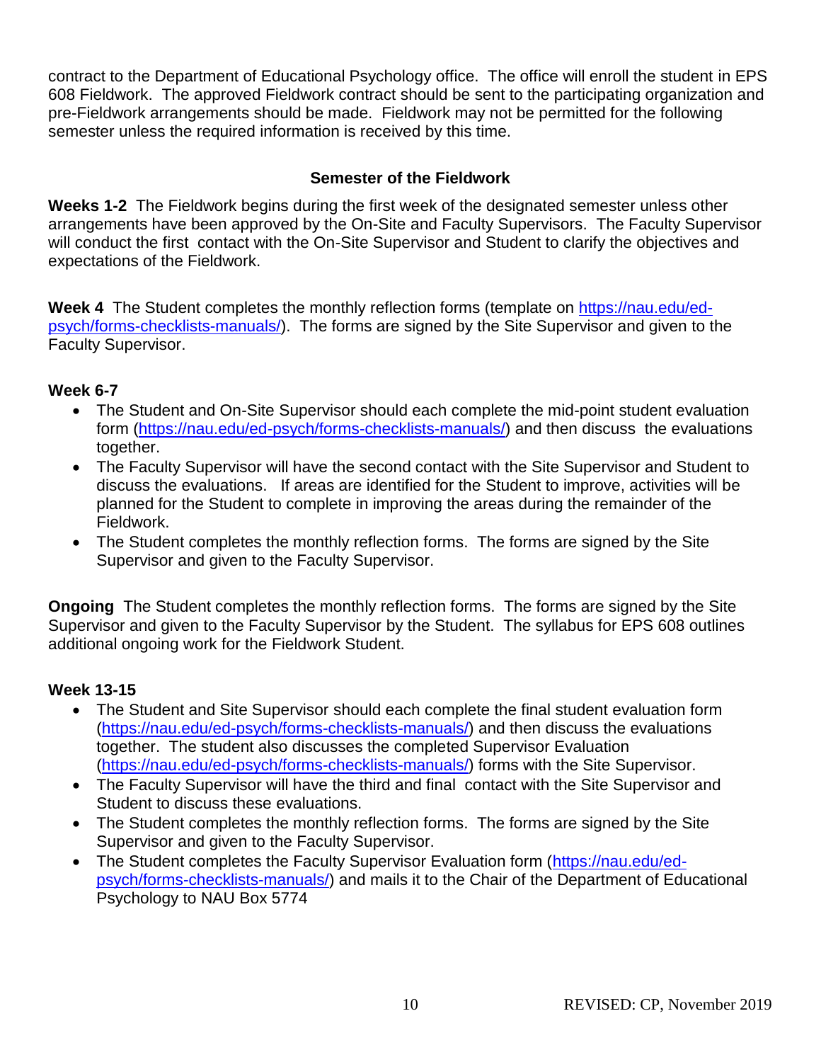contract to the Department of Educational Psychology office. The office will enroll the student in EPS 608 Fieldwork. The approved Fieldwork contract should be sent to the participating organization and pre-Fieldwork arrangements should be made. Fieldwork may not be permitted for the following semester unless the required information is received by this time.

## Semester of the Fieldwork

**Weeks 1-2** The Fieldwork begins during the first week of the designated semester unless other arrangements have been approved by the On-Site and Faculty Supervisors. The Faculty Supervisor will conduct the first contact with the On-Site Supervisor and Student to clarify the objectives and expectations of the Fieldwork.

**Week 4** The Student completes the monthly reflection forms (template on https://nau.edu/ed-psych/forms-checklists-manuals/). The forms are signed by the Site Supervisor and given to the Faculty Supervisor.

**Week 6-7**

- The Student and On-Site Supervisor should each complete the mid-point student evaluation form (https://nau.edu/ed-psych/forms-checklists-manuals/) and then discuss the evaluations together.
- The Faculty Supervisor will have the second contact with the Site Supervisor and Student to discuss the evaluations. If areas are identified for the Student to improve, activities will be planned for the Student to complete in improving the areas during the remainder of the Fieldwork.
- The Student completes the monthly reflection forms. The forms are signed by the Site Supervisor and given to the Faculty Supervisor.

**Ongoing** The Student completes the monthly reflection forms. The forms are signed by the Site Supervisor and given to the Faculty Supervisor by the Student. The syllabus for EPS 608 outlines additional ongoing work for the Fieldwork Student.

**Week 13-15**

- The Student and Site Supervisor should each complete the final student evaluation form (https://nau.edu/ed-psych/forms-checklists-manuals/) and then discuss the evaluations together. The student also discusses the completed Supervisor Evaluation (https://nau.edu/ed-psych/forms-checklists-manuals/) forms with the Site Supervisor.
- The Faculty Supervisor will have the third and final contact with the Site Supervisor and Student to discuss these evaluations.
- The Student completes the monthly reflection forms. The forms are signed by the Site Supervisor and given to the Faculty Supervisor.
- The Student completes the Faculty Supervisor Evaluation form (https://nau.edu/ed-psych/forms-checklists-manuals/) and mails it to the Chair of the Department of Educational Psychology to NAU Box 5774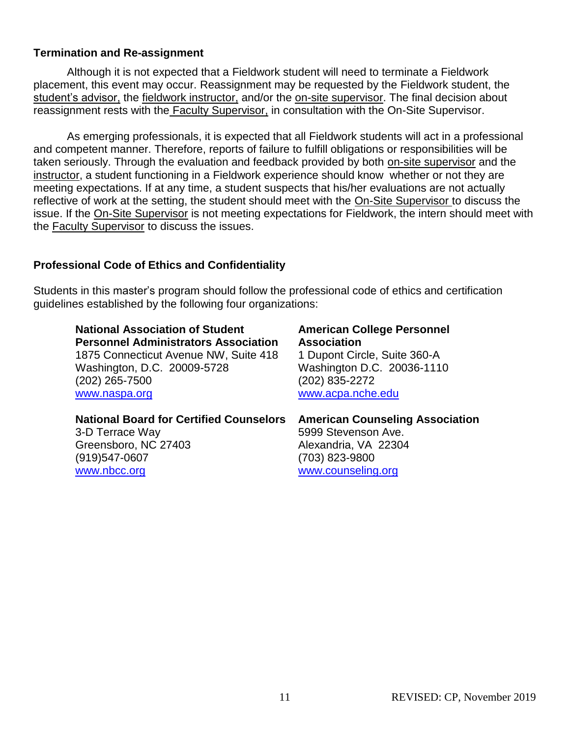### Termination and Re-assignment

Although it is not expected that a Fieldwork student will need to terminate a Fieldwork placement, this event may occur. Reassignment may be requested by the Fieldwork student, the student's advisor, the fieldwork instructor, and/or the on-site supervisor. The final decision about reassignment rests with the Faculty Supervisor, in consultation with the On-Site Supervisor.

As emerging professionals, it is expected that all Fieldwork students will act in a professional and competent manner. Therefore, reports of failure to fulfill obligations or responsibilities will be taken seriously. Through the evaluation and feedback provided by both on-site supervisor and the instructor, a student functioning in a Fieldwork experience should know whether or not they are meeting expectations. If at any time, a student suspects that his/her evaluations are not actually reflective of work at the setting, the student should meet with the On-Site Supervisor to discuss the issue. If the On-Site Supervisor is not meeting expectations for Fieldwork, the intern should meet with the Faculty Supervisor to discuss the issues.

### Professional Code of Ethics and Confidentiality

Students in this master's program should follow the professional code of ethics and certification guidelines established by the following four organizations:

**National Association of Student Personnel Administrators Association**
1875 Connecticut Avenue NW, Suite 418
Washington, D.C. 20009-5728
(202) 265-7500
www.naspa.org

**American College Personnel Association**
1 Dupont Circle, Suite 360-A
Washington D.C. 20036-1110
(202) 835-2272
www.acpa.nche.edu

**National Board for Certified Counselors**
3-D Terrace Way
Greensboro, NC 27403
(919)547-0607
www.nbcc.org

**American Counseling Association**
5999 Stevenson Ave.
Alexandria, VA 22304
(703) 823-9800
www.counseling.org

REVISED: CP, November 2019